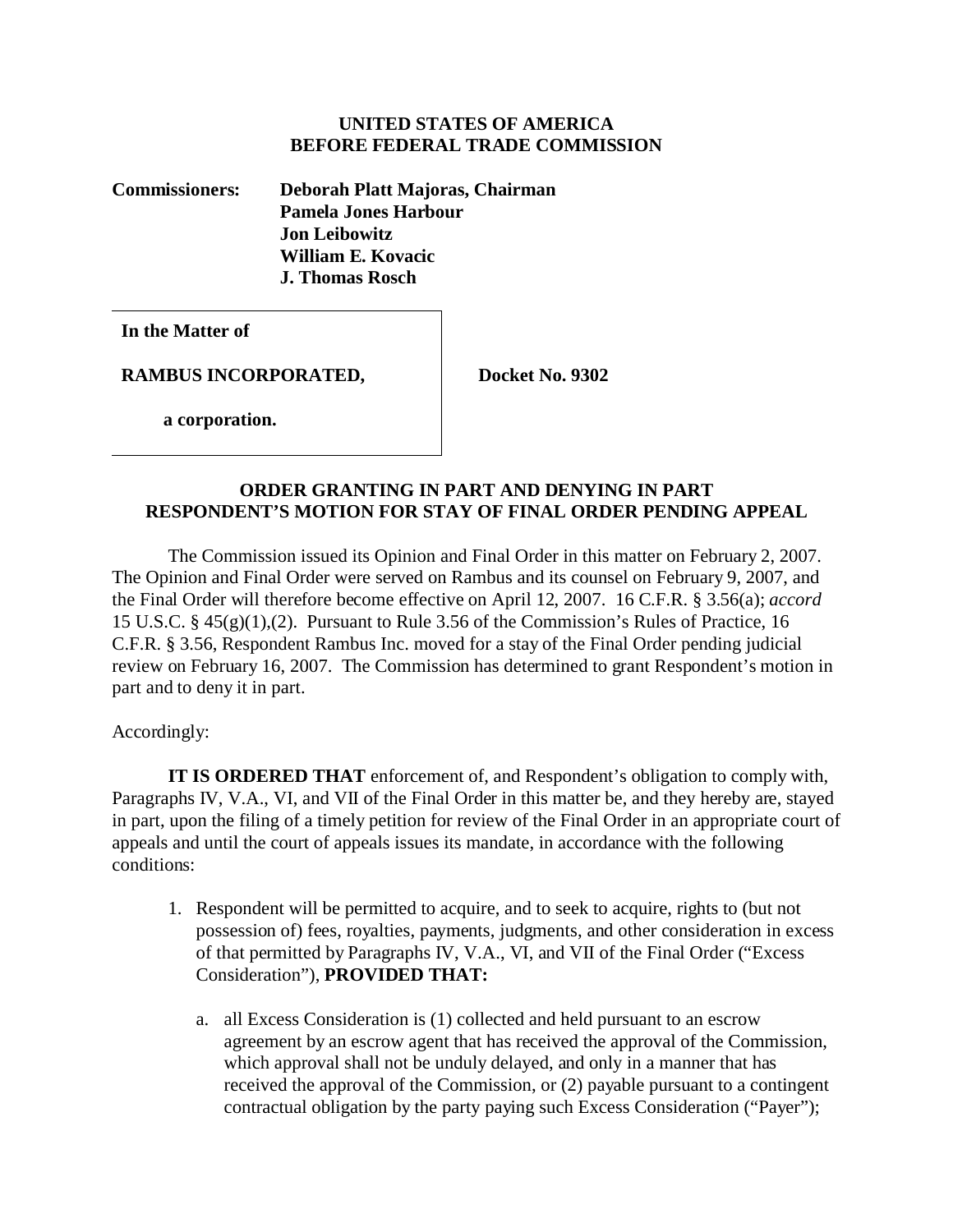**UNITED STATES OF AMERICA**
**BEFORE FEDERAL TRADE COMMISSION**

**Commissioners:** **Deborah Platt Majoras, Chairman**
**Pamela Jones Harbour**
**Jon Leibowitz**
**William E. Kovacic**
**J. Thomas Rosch**

| | |
|---|---|
| **In the Matter of** | |
| **RAMBUS INCORPORATED,** | **Docket No. 9302** |
| **a corporation.** | |

**ORDER GRANTING IN PART AND DENYING IN PART RESPONDENT'S MOTION FOR STAY OF FINAL ORDER PENDING APPEAL**

The Commission issued its Opinion and Final Order in this matter on February 2, 2007. The Opinion and Final Order were served on Rambus and its counsel on February 9, 2007, and the Final Order will therefore become effective on April 12, 2007. 16 C.F.R. § 3.56(a); *accord* 15 U.S.C. § 45(g)(1),(2). Pursuant to Rule 3.56 of the Commission's Rules of Practice, 16 C.F.R. § 3.56, Respondent Rambus Inc. moved for a stay of the Final Order pending judicial review on February 16, 2007. The Commission has determined to grant Respondent's motion in part and to deny it in part.

Accordingly:

**IT IS ORDERED THAT** enforcement of, and Respondent's obligation to comply with, Paragraphs IV, V.A., VI, and VII of the Final Order in this matter be, and they hereby are, stayed in part, upon the filing of a timely petition for review of the Final Order in an appropriate court of appeals and until the court of appeals issues its mandate, in accordance with the following conditions:

1. Respondent will be permitted to acquire, and to seek to acquire, rights to (but not possession of) fees, royalties, payments, judgments, and other consideration in excess of that permitted by Paragraphs IV, V.A., VI, and VII of the Final Order ("Excess Consideration"), **PROVIDED THAT:**

   a. all Excess Consideration is (1) collected and held pursuant to an escrow agreement by an escrow agent that has received the approval of the Commission, which approval shall not be unduly delayed, and only in a manner that has received the approval of the Commission, or (2) payable pursuant to a contingent contractual obligation by the party paying such Excess Consideration ("Payer");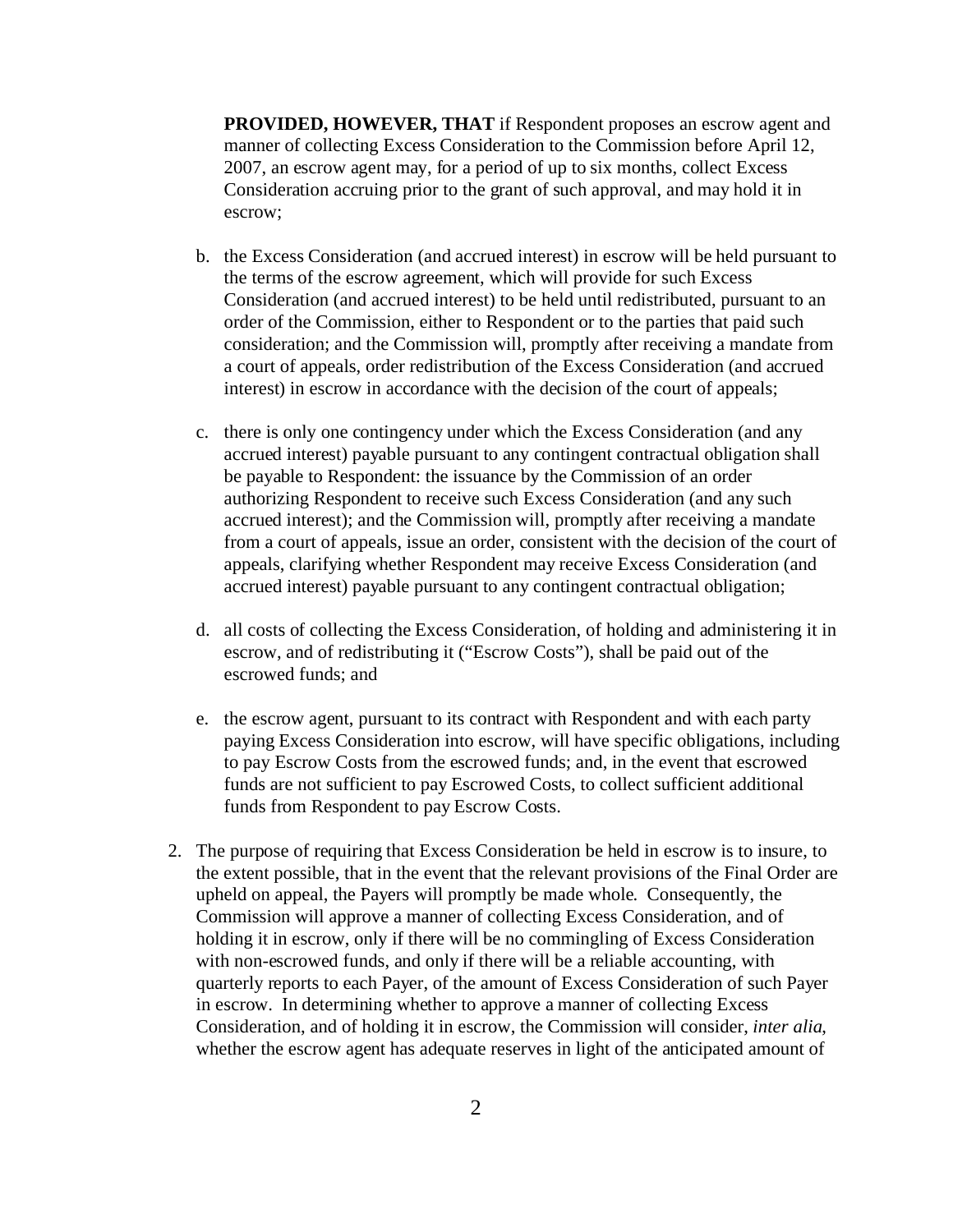**PROVIDED, HOWEVER, THAT** if Respondent proposes an escrow agent and manner of collecting Excess Consideration to the Commission before April 12, 2007, an escrow agent may, for a period of up to six months, collect Excess Consideration accruing prior to the grant of such approval, and may hold it in escrow;

b. the Excess Consideration (and accrued interest) in escrow will be held pursuant to the terms of the escrow agreement, which will provide for such Excess Consideration (and accrued interest) to be held until redistributed, pursuant to an order of the Commission, either to Respondent or to the parties that paid such consideration; and the Commission will, promptly after receiving a mandate from a court of appeals, order redistribution of the Excess Consideration (and accrued interest) in escrow in accordance with the decision of the court of appeals;

c. there is only one contingency under which the Excess Consideration (and any accrued interest) payable pursuant to any contingent contractual obligation shall be payable to Respondent: the issuance by the Commission of an order authorizing Respondent to receive such Excess Consideration (and any such accrued interest); and the Commission will, promptly after receiving a mandate from a court of appeals, issue an order, consistent with the decision of the court of appeals, clarifying whether Respondent may receive Excess Consideration (and accrued interest) payable pursuant to any contingent contractual obligation;

d. all costs of collecting the Excess Consideration, of holding and administering it in escrow, and of redistributing it ("Escrow Costs"), shall be paid out of the escrowed funds; and

e. the escrow agent, pursuant to its contract with Respondent and with each party paying Excess Consideration into escrow, will have specific obligations, including to pay Escrow Costs from the escrowed funds; and, in the event that escrowed funds are not sufficient to pay Escrowed Costs, to collect sufficient additional funds from Respondent to pay Escrow Costs.

2. The purpose of requiring that Excess Consideration be held in escrow is to insure, to the extent possible, that in the event that the relevant provisions of the Final Order are upheld on appeal, the Payers will promptly be made whole. Consequently, the Commission will approve a manner of collecting Excess Consideration, and of holding it in escrow, only if there will be no commingling of Excess Consideration with non-escrowed funds, and only if there will be a reliable accounting, with quarterly reports to each Payer, of the amount of Excess Consideration of such Payer in escrow. In determining whether to approve a manner of collecting Excess Consideration, and of holding it in escrow, the Commission will consider, *inter alia*, whether the escrow agent has adequate reserves in light of the anticipated amount of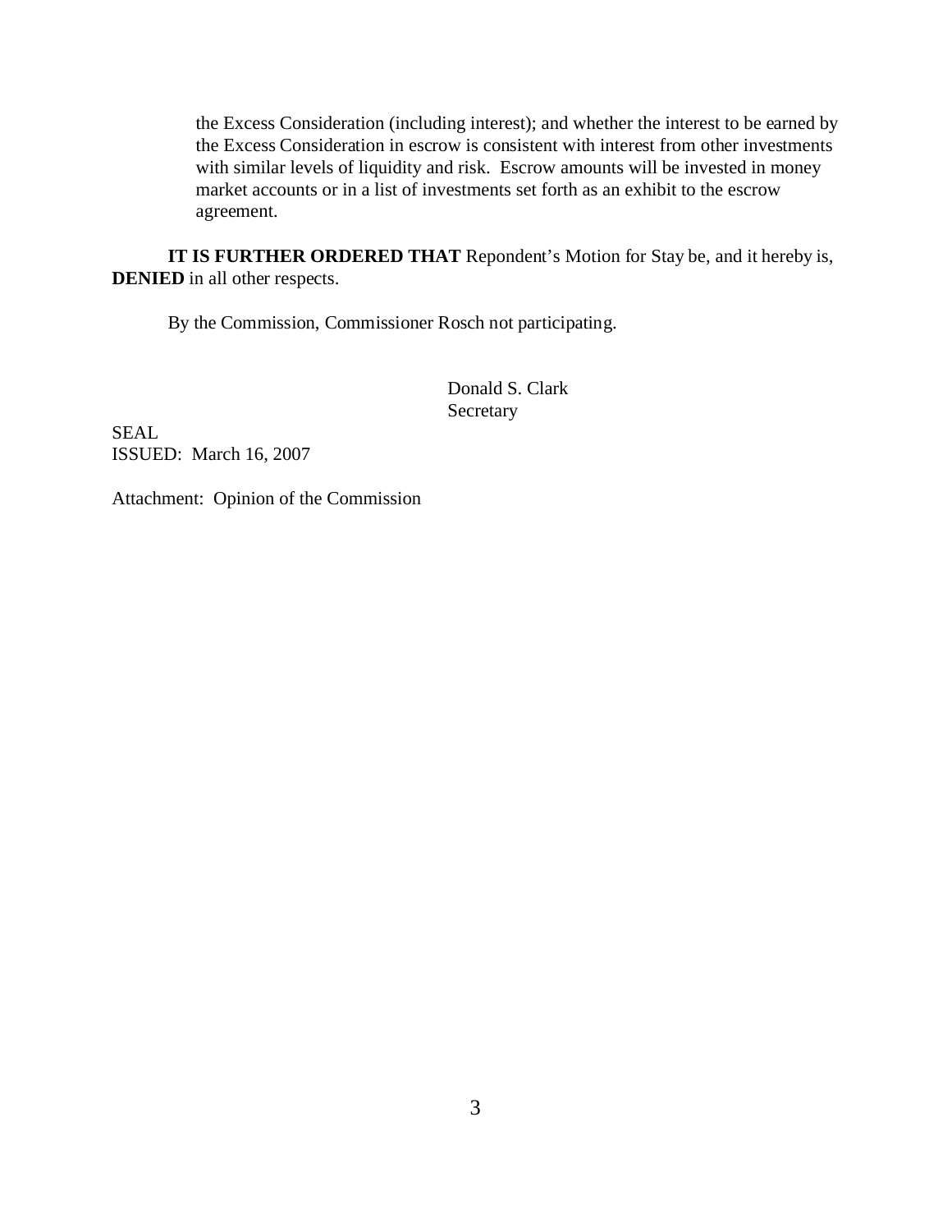the Excess Consideration (including interest); and whether the interest to be earned by the Excess Consideration in escrow is consistent with interest from other investments with similar levels of liquidity and risk. Escrow amounts will be invested in money market accounts or in a list of investments set forth as an exhibit to the escrow agreement.

**IT IS FURTHER ORDERED THAT** Repondent's Motion for Stay be, and it hereby is, **DENIED** in all other respects.

By the Commission, Commissioner Rosch not participating.

Donald S. Clark
Secretary

SEAL
ISSUED: March 16, 2007

Attachment: Opinion of the Commission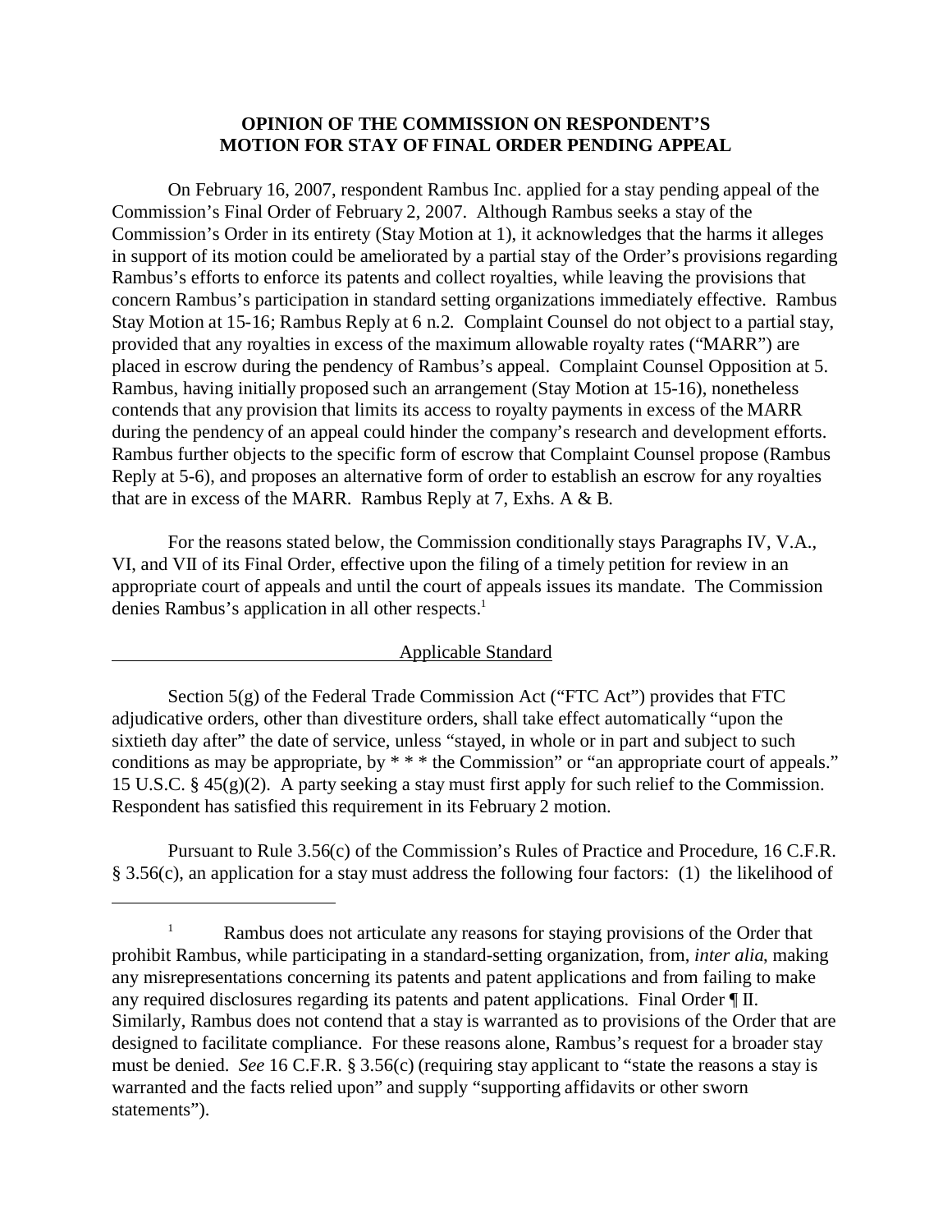## OPINION OF THE COMMISSION ON RESPONDENT'S MOTION FOR STAY OF FINAL ORDER PENDING APPEAL

On February 16, 2007, respondent Rambus Inc. applied for a stay pending appeal of the Commission's Final Order of February 2, 2007. Although Rambus seeks a stay of the Commission's Order in its entirety (Stay Motion at 1), it acknowledges that the harms it alleges in support of its motion could be ameliorated by a partial stay of the Order's provisions regarding Rambus's efforts to enforce its patents and collect royalties, while leaving the provisions that concern Rambus's participation in standard setting organizations immediately effective. Rambus Stay Motion at 15-16; Rambus Reply at 6 n.2. Complaint Counsel do not object to a partial stay, provided that any royalties in excess of the maximum allowable royalty rates ("MARR") are placed in escrow during the pendency of Rambus's appeal. Complaint Counsel Opposition at 5. Rambus, having initially proposed such an arrangement (Stay Motion at 15-16), nonetheless contends that any provision that limits its access to royalty payments in excess of the MARR during the pendency of an appeal could hinder the company's research and development efforts. Rambus further objects to the specific form of escrow that Complaint Counsel propose (Rambus Reply at 5-6), and proposes an alternative form of order to establish an escrow for any royalties that are in excess of the MARR. Rambus Reply at 7, Exhs. A & B.

For the reasons stated below, the Commission conditionally stays Paragraphs IV, V.A., VI, and VII of its Final Order, effective upon the filing of a timely petition for review in an appropriate court of appeals and until the court of appeals issues its mandate. The Commission denies Rambus's application in all other respects.[1]

### Applicable Standard

Section 5(g) of the Federal Trade Commission Act ("FTC Act") provides that FTC adjudicative orders, other than divestiture orders, shall take effect automatically "upon the sixtieth day after" the date of service, unless "stayed, in whole or in part and subject to such conditions as may be appropriate, by * * * the Commission" or "an appropriate court of appeals." 15 U.S.C. § 45(g)(2). A party seeking a stay must first apply for such relief to the Commission. Respondent has satisfied this requirement in its February 2 motion.

Pursuant to Rule 3.56(c) of the Commission's Rules of Practice and Procedure, 16 C.F.R. § 3.56(c), an application for a stay must address the following four factors: (1) the likelihood of

---

[1] Rambus does not articulate any reasons for staying provisions of the Order that prohibit Rambus, while participating in a standard-setting organization, from, *inter alia*, making any misrepresentations concerning its patents and patent applications and from failing to make any required disclosures regarding its patents and patent applications. Final Order ¶ II. Similarly, Rambus does not contend that a stay is warranted as to provisions of the Order that are designed to facilitate compliance. For these reasons alone, Rambus's request for a broader stay must be denied. *See* 16 C.F.R. § 3.56(c) (requiring stay applicant to "state the reasons a stay is warranted and the facts relied upon" and supply "supporting affidavits or other sworn statements").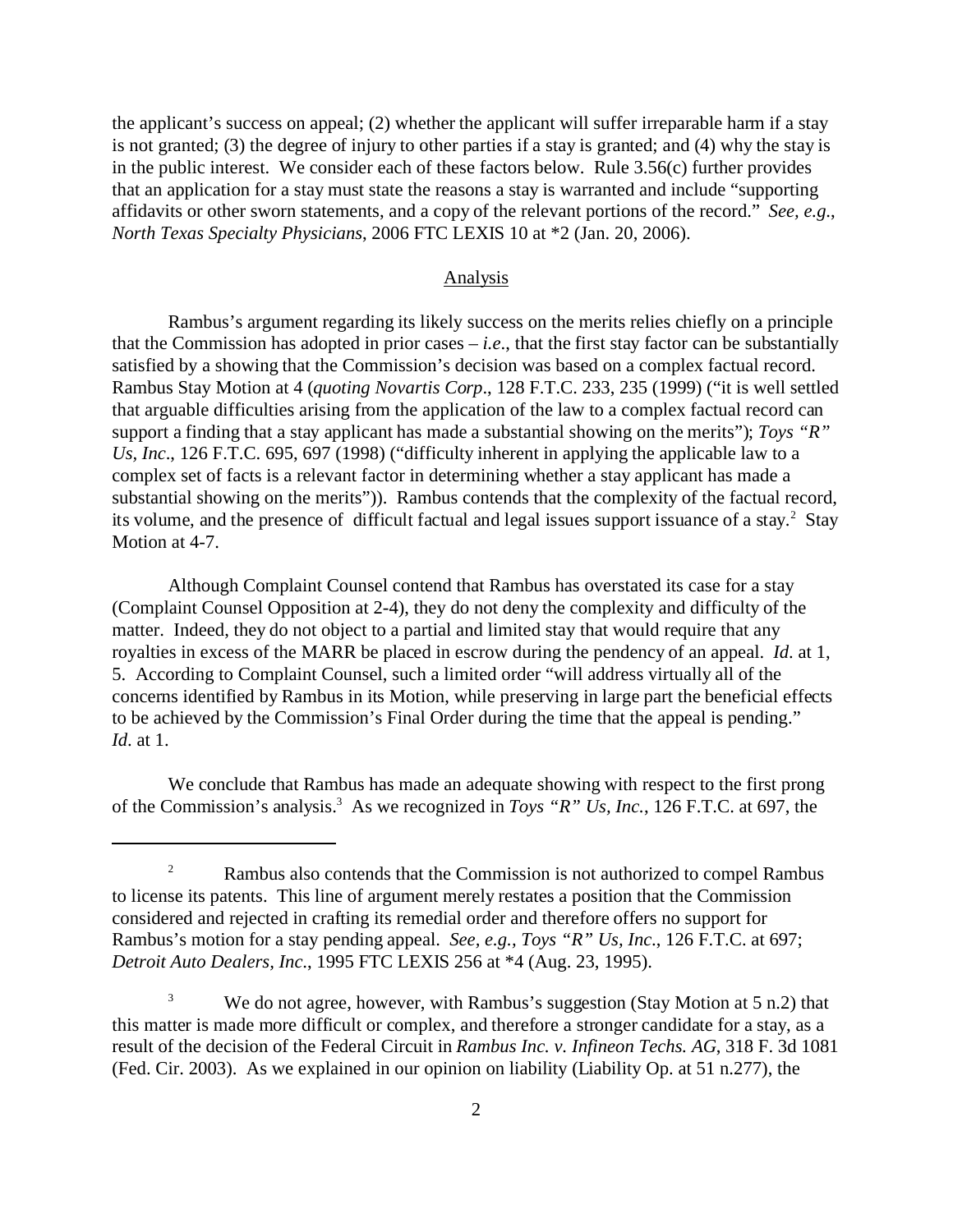the applicant's success on appeal; (2) whether the applicant will suffer irreparable harm if a stay is not granted; (3) the degree of injury to other parties if a stay is granted; and (4) why the stay is in the public interest. We consider each of these factors below. Rule 3.56(c) further provides that an application for a stay must state the reasons a stay is warranted and include "supporting affidavits or other sworn statements, and a copy of the relevant portions of the record." *See, e.g., North Texas Specialty Physicians*, 2006 FTC LEXIS 10 at *2 (Jan. 20, 2006).

## Analysis

Rambus's argument regarding its likely success on the merits relies chiefly on a principle that the Commission has adopted in prior cases – *i.e.*, that the first stay factor can be substantially satisfied by a showing that the Commission's decision was based on a complex factual record. Rambus Stay Motion at 4 (*quoting Novartis Corp*., 128 F.T.C. 233, 235 (1999) ("it is well settled that arguable difficulties arising from the application of the law to a complex factual record can support a finding that a stay applicant has made a substantial showing on the merits"); *Toys "R" Us, Inc*., 126 F.T.C. 695, 697 (1998) ("difficulty inherent in applying the applicable law to a complex set of facts is a relevant factor in determining whether a stay applicant has made a substantial showing on the merits")). Rambus contends that the complexity of the factual record, its volume, and the presence of difficult factual and legal issues support issuance of a stay.[2] Stay Motion at 4-7.

Although Complaint Counsel contend that Rambus has overstated its case for a stay (Complaint Counsel Opposition at 2-4), they do not deny the complexity and difficulty of the matter. Indeed, they do not object to a partial and limited stay that would require that any royalties in excess of the MARR be placed in escrow during the pendency of an appeal. *Id.* at 1, 5. According to Complaint Counsel, such a limited order "will address virtually all of the concerns identified by Rambus in its Motion, while preserving in large part the beneficial effects to be achieved by the Commission's Final Order during the time that the appeal is pending." *Id.* at 1.

We conclude that Rambus has made an adequate showing with respect to the first prong of the Commission's analysis.[3] As we recognized in *Toys "R" Us, Inc.*, 126 F.T.C. at 697, the

---

[2] Rambus also contends that the Commission is not authorized to compel Rambus to license its patents. This line of argument merely restates a position that the Commission considered and rejected in crafting its remedial order and therefore offers no support for Rambus's motion for a stay pending appeal. *See, e.g., Toys "R" Us, Inc*., 126 F.T.C. at 697; *Detroit Auto Dealers, Inc*., 1995 FTC LEXIS 256 at *4 (Aug. 23, 1995).

[3] We do not agree, however, with Rambus's suggestion (Stay Motion at 5 n.2) that this matter is made more difficult or complex, and therefore a stronger candidate for a stay, as a result of the decision of the Federal Circuit in *Rambus Inc. v. Infineon Techs. AG*, 318 F. 3d 1081 (Fed. Cir. 2003). As we explained in our opinion on liability (Liability Op. at 51 n.277), the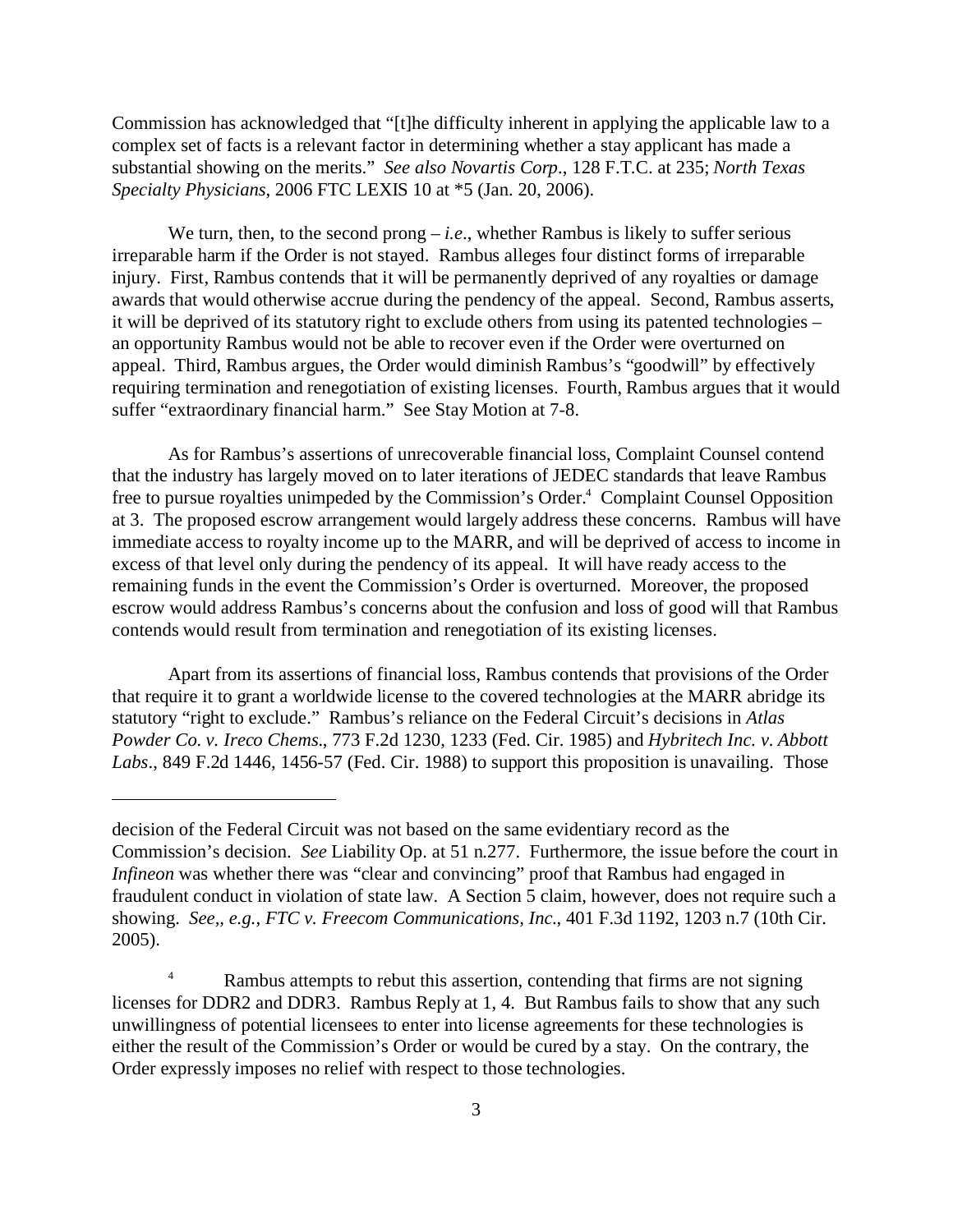Commission has acknowledged that "[t]he difficulty inherent in applying the applicable law to a complex set of facts is a relevant factor in determining whether a stay applicant has made a substantial showing on the merits." *See also Novartis Corp*., 128 F.T.C. at 235; *North Texas Specialty Physicians*, 2006 FTC LEXIS 10 at *5 (Jan. 20, 2006).

We turn, then, to the second prong – *i.e*., whether Rambus is likely to suffer serious irreparable harm if the Order is not stayed. Rambus alleges four distinct forms of irreparable injury. First, Rambus contends that it will be permanently deprived of any royalties or damage awards that would otherwise accrue during the pendency of the appeal. Second, Rambus asserts, it will be deprived of its statutory right to exclude others from using its patented technologies – an opportunity Rambus would not be able to recover even if the Order were overturned on appeal. Third, Rambus argues, the Order would diminish Rambus's "goodwill" by effectively requiring termination and renegotiation of existing licenses. Fourth, Rambus argues that it would suffer "extraordinary financial harm." See Stay Motion at 7-8.

As for Rambus's assertions of unrecoverable financial loss, Complaint Counsel contend that the industry has largely moved on to later iterations of JEDEC standards that leave Rambus free to pursue royalties unimpeded by the Commission's Order.[4] Complaint Counsel Opposition at 3. The proposed escrow arrangement would largely address these concerns. Rambus will have immediate access to royalty income up to the MARR, and will be deprived of access to income in excess of that level only during the pendency of its appeal. It will have ready access to the remaining funds in the event the Commission's Order is overturned. Moreover, the proposed escrow would address Rambus's concerns about the confusion and loss of good will that Rambus contends would result from termination and renegotiation of its existing licenses.

Apart from its assertions of financial loss, Rambus contends that provisions of the Order that require it to grant a worldwide license to the covered technologies at the MARR abridge its statutory "right to exclude." Rambus's reliance on the Federal Circuit's decisions in *Atlas Powder Co. v. Ireco Chems*., 773 F.2d 1230, 1233 (Fed. Cir. 1985) and *Hybritech Inc. v. Abbott Labs*., 849 F.2d 1446, 1456-57 (Fed. Cir. 1988) to support this proposition is unavailing. Those

---

decision of the Federal Circuit was not based on the same evidentiary record as the Commission's decision. *See* Liability Op. at 51 n.277. Furthermore, the issue before the court in *Infineon* was whether there was "clear and convincing" proof that Rambus had engaged in fraudulent conduct in violation of state law. A Section 5 claim, however, does not require such a showing. *See,, e.g., FTC v. Freecom Communications, Inc*., 401 F.3d 1192, 1203 n.7 (10th Cir. 2005).

[4] Rambus attempts to rebut this assertion, contending that firms are not signing licenses for DDR2 and DDR3. Rambus Reply at 1, 4. But Rambus fails to show that any such unwillingness of potential licensees to enter into license agreements for these technologies is either the result of the Commission's Order or would be cured by a stay. On the contrary, the Order expressly imposes no relief with respect to those technologies.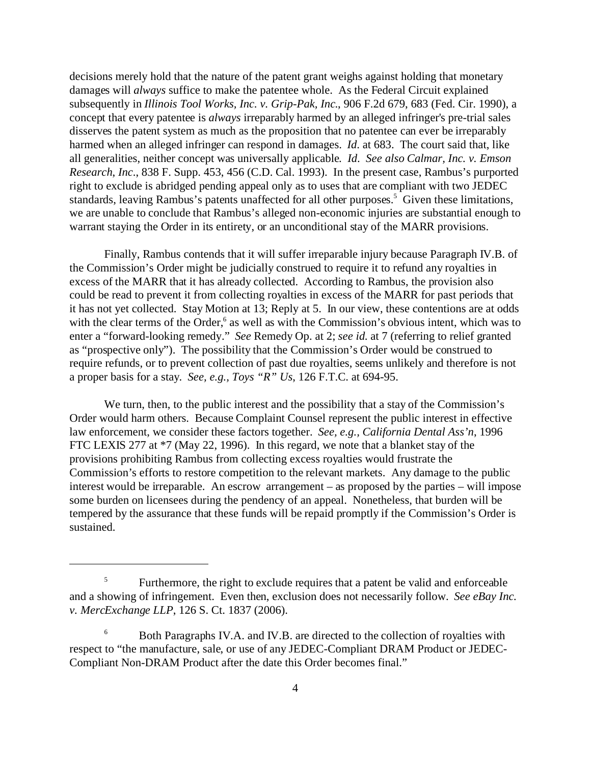decisions merely hold that the nature of the patent grant weighs against holding that monetary damages will *always* suffice to make the patentee whole. As the Federal Circuit explained subsequently in *Illinois Tool Works, Inc. v. Grip-Pak, Inc.*, 906 F.2d 679, 683 (Fed. Cir. 1990), a concept that every patentee is *always* irreparably harmed by an alleged infringer's pre-trial sales disserves the patent system as much as the proposition that no patentee can ever be irreparably harmed when an alleged infringer can respond in damages. *Id.* at 683. The court said that, like all generalities, neither concept was universally applicable. *Id. See also Calmar, Inc. v. Emson Research, Inc.*, 838 F. Supp. 453, 456 (C.D. Cal. 1993). In the present case, Rambus's purported right to exclude is abridged pending appeal only as to uses that are compliant with two JEDEC standards, leaving Rambus's patents unaffected for all other purposes.[5] Given these limitations, we are unable to conclude that Rambus's alleged non-economic injuries are substantial enough to warrant staying the Order in its entirety, or an unconditional stay of the MARR provisions.

Finally, Rambus contends that it will suffer irreparable injury because Paragraph IV.B. of the Commission's Order might be judicially construed to require it to refund any royalties in excess of the MARR that it has already collected. According to Rambus, the provision also could be read to prevent it from collecting royalties in excess of the MARR for past periods that it has not yet collected. Stay Motion at 13; Reply at 5. In our view, these contentions are at odds with the clear terms of the Order,[6] as well as with the Commission's obvious intent, which was to enter a "forward-looking remedy." *See* Remedy Op. at 2; *see id.* at 7 (referring to relief granted as "prospective only"). The possibility that the Commission's Order would be construed to require refunds, or to prevent collection of past due royalties, seems unlikely and therefore is not a proper basis for a stay. *See, e.g., Toys "R" Us*, 126 F.T.C. at 694-95.

We turn, then, to the public interest and the possibility that a stay of the Commission's Order would harm others. Because Complaint Counsel represent the public interest in effective law enforcement, we consider these factors together. *See, e.g., California Dental Ass'n*, 1996 FTC LEXIS 277 at *7 (May 22, 1996). In this regard, we note that a blanket stay of the provisions prohibiting Rambus from collecting excess royalties would frustrate the Commission's efforts to restore competition to the relevant markets. Any damage to the public interest would be irreparable. An escrow arrangement – as proposed by the parties – will impose some burden on licensees during the pendency of an appeal. Nonetheless, that burden will be tempered by the assurance that these funds will be repaid promptly if the Commission's Order is sustained.

---

[5] Furthermore, the right to exclude requires that a patent be valid and enforceable and a showing of infringement. Even then, exclusion does not necessarily follow. *See eBay Inc. v. MercExchange LLP*, 126 S. Ct. 1837 (2006).

[6] Both Paragraphs IV.A. and IV.B. are directed to the collection of royalties with respect to "the manufacture, sale, or use of any JEDEC-Compliant DRAM Product or JEDEC-Compliant Non-DRAM Product after the date this Order becomes final."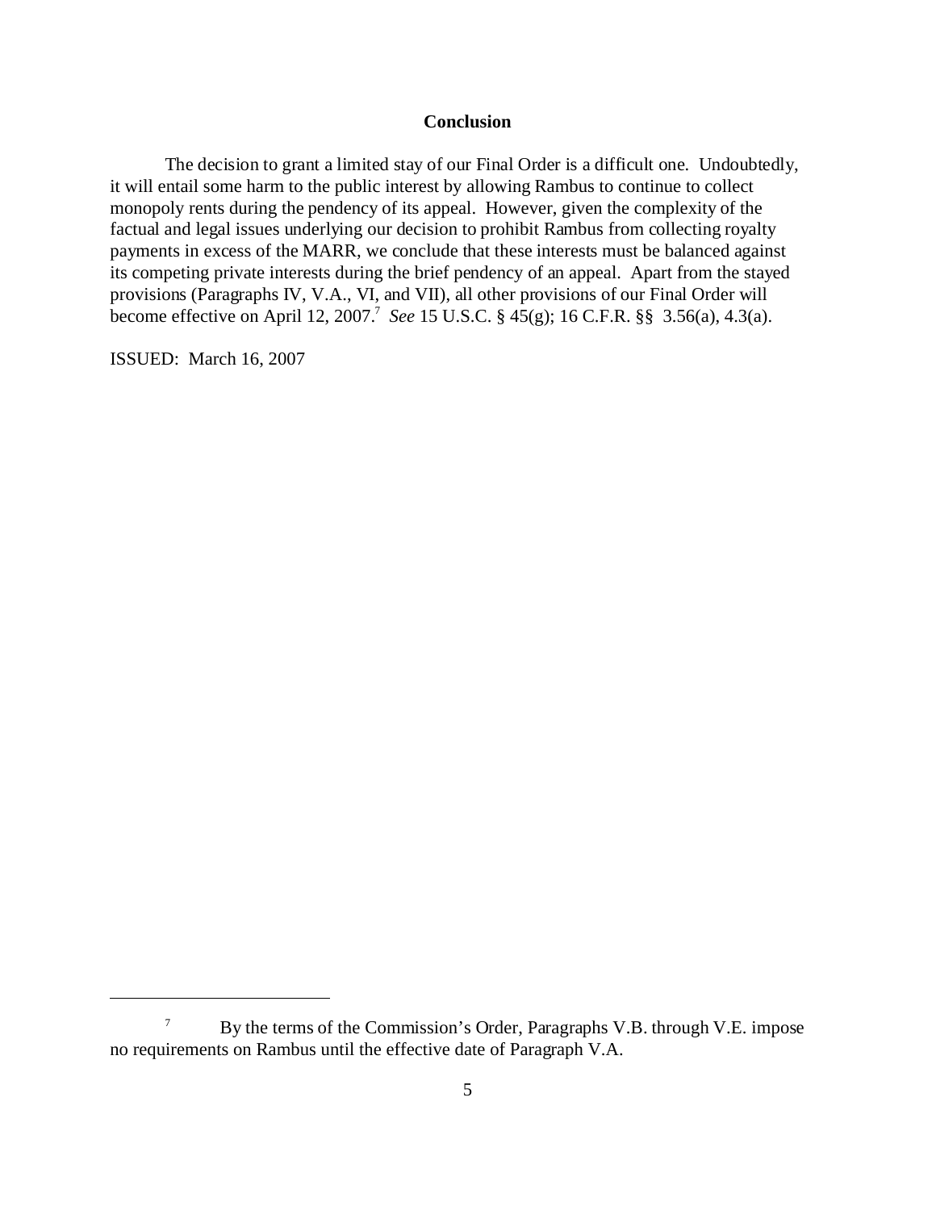## Conclusion

The decision to grant a limited stay of our Final Order is a difficult one. Undoubtedly, it will entail some harm to the public interest by allowing Rambus to continue to collect monopoly rents during the pendency of its appeal. However, given the complexity of the factual and legal issues underlying our decision to prohibit Rambus from collecting royalty payments in excess of the MARR, we conclude that these interests must be balanced against its competing private interests during the brief pendency of an appeal. Apart from the stayed provisions (Paragraphs IV, V.A., VI, and VII), all other provisions of our Final Order will become effective on April 12, 2007.[7] *See* 15 U.S.C. § 45(g); 16 C.F.R. §§ 3.56(a), 4.3(a).

ISSUED: March 16, 2007

---

[7] By the terms of the Commission's Order, Paragraphs V.B. through V.E. impose no requirements on Rambus until the effective date of Paragraph V.A.